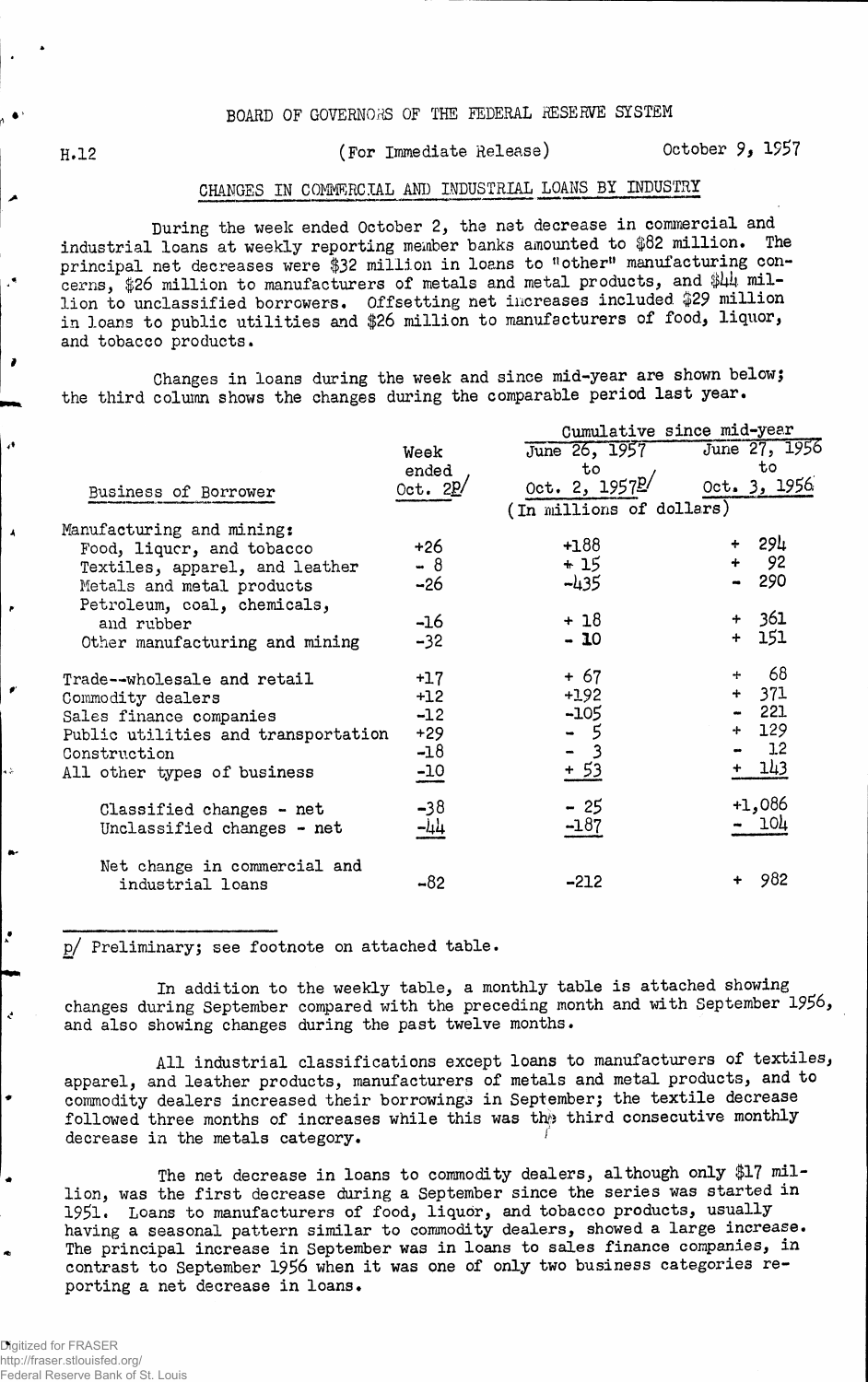BOARD OF GOVERNORS OF THE FEDERAL RESERVE SYSTEM

H.12 (For Immediate Release) October 9, 1957

## CHANGES IN COMMERCIAL AND INDUSTRIAL LOANS BY INDUSTRY

During the week ended October 2, the net decrease in commercial and industrial loans at weekly reporting member banks amounted to $82 million. The principal net decreases were $32 million in loans to "other" manufacturing concerns, $26 million to manufacturers of metals and metal products, and $44 million to unclassified borrowers. Offsetting net increases included $29 million in loans to public utilities and $26 million to manufacturers of food, liquor, and tobacco products.

Changes in loans during the week and since mid-year are shown below; the third column shows the changes during the comparable period last year.

| Business of Borrower | Week ended Oct. 2p/ | Cumulative since mid-year: June 26, 1957 to Oct. 2, 1957p/ | Cumulative since mid-year: June 27, 1956 to Oct. 3, 1956 |
|---|---|---|---|
| | (In millions of dollars) | | |
| Manufacturing and mining: | | | |
| Food, liquor, and tobacco | +26 | +188 | + 294 |
| Textiles, apparel, and leather | - 8 | + 15 | + 92 |
| Metals and metal products | -26 | -435 | - 290 |
| Petroleum, coal, chemicals, and rubber | -16 | + 18 | + 361 |
| Other manufacturing and mining | -32 | - 10 | + 151 |
| Trade--wholesale and retail | +17 | + 67 | + 68 |
| Commodity dealers | +12 | +192 | + 371 |
| Sales finance companies | -12 | -105 | - 221 |
| Public utilities and transportation | +29 | - 5 | + 129 |
| Construction | -18 | - 3 | - 12 |
| All other types of business | -10 | + 53 | + 143 |
| Classified changes - net | -38 | - 25 | +1,086 |
| Unclassified changes - net | -44 | -187 | - 104 |
| Net change in commercial and industrial loans | -82 | -212 | + 982 |

p/ Preliminary; see footnote on attached table.

In addition to the weekly table, a monthly table is attached showing changes during September compared with the preceding month and with September 1956, and also showing changes during the past twelve months.

All industrial classifications except loans to manufacturers of textiles, apparel, and leather products, manufacturers of metals and metal products, and to commodity dealers increased their borrowings in September; the textile decrease followed three months of increases while this was the third consecutive monthly decrease in the metals category.

The net decrease in loans to commodity dealers, although only $17 million, was the first decrease during a September since the series was started in 1951. Loans to manufacturers of food, liquor, and tobacco products, usually having a seasonal pattern similar to commodity dealers, showed a large increase. The principal increase in September was in loans to sales finance companies, in contrast to September 1956 when it was one of only two business categories reporting a net decrease in loans.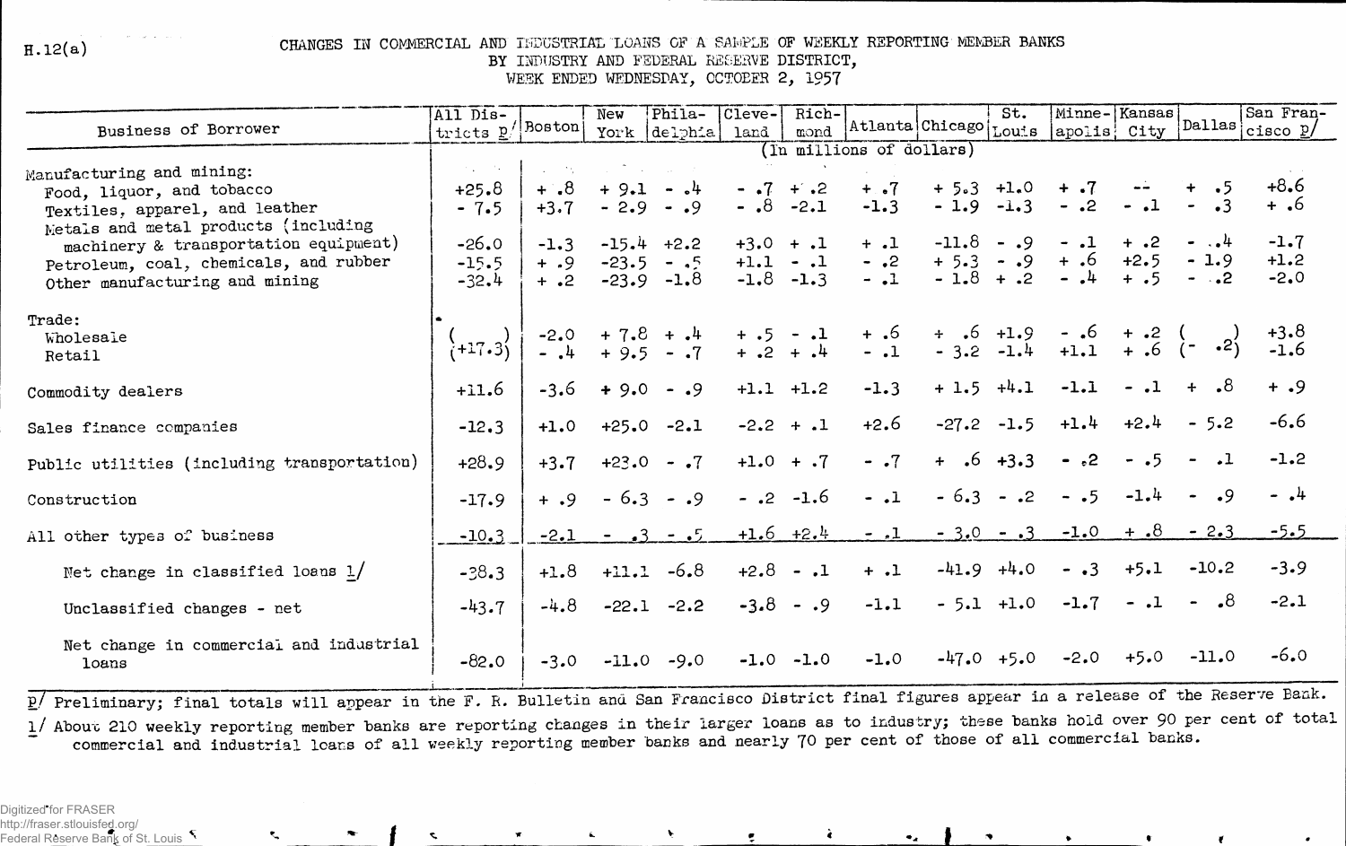H.12(a)

# CHANGES IN COMMERCIAL AND INDUSTRIAL LOANS OF A SAMPLE OF WEEKLY REPORTING MEMBER BANKS BY INDUSTRY AND FEDERAL RESERVE DISTRICT, WEEK ENDED WEDNESDAY, OCTOBER 2, 1957

| Business of Borrower | All Districts p/ | Boston | New York | Philadelphia | Cleveland | Richmond | Atlanta | Chicago | St. Louis | Minneapolis | Kansas City | Dallas | San Francisco p/ |
|---|---|---|---|---|---|---|---|---|---|---|---|---|---|
| | (In millions of dollars) | | | | | | | | | | | | |
| Manufacturing and mining: | | | | | | | | | | | | | |
| Food, liquor, and tobacco | +25.8 | + .8 | + 9.1 | - .4 | - .7 | + .2 | + .7 | + 5.3 | +1.0 | + .7 | -- | + .5 | +8.6 |
| Textiles, apparel, and leather | - 7.5 | +3.7 | - 2.9 | - .9 | - .8 | -2.1 | -1.3 | - 1.9 | -1.3 | - .2 | - .1 | - .3 | + .6 |
| Metals and metal products (including machinery & transportation equipment) | -26.0 | -1.3 | -15.4 | +2.2 | +3.0 | + .1 | + .1 | -11.8 | - .9 | - .1 | + .2 | - .4 | -1.7 |
| Petroleum, coal, chemicals, and rubber | -15.5 | + .9 | -23.5 | - .5 | +1.1 | - .1 | - .2 | + 5.3 | - .9 | + .6 | +2.5 | - 1.9 | +1.2 |
| Other manufacturing and mining | -32.4 | + .2 | -23.9 | -1.8 | -1.8 | -1.3 | - .1 | - 1.8 | + .2 | - .4 | + .5 | - .2 | -2.0 |
| Trade: | | | | | | | | | | | | | |
| Wholesale | (+17.3) | -2.0 | + 7.8 | + .4 | + .5 | - .1 | + .6 | + .6 | +1.9 | - .6 | + .2 | (- .2) | +3.8 |
| Retail | | - .4 | + 9.5 | - .7 | + .2 | + .4 | - .1 | - 3.2 | -1.4 | +1.1 | + .6 | | -1.6 |
| Commodity dealers | +11.6 | -3.6 | + 9.0 | - .9 | +1.1 | +1.2 | -1.3 | + 1.5 | +4.1 | -1.1 | - .1 | + .8 | + .9 |
| Sales finance companies | -12.3 | +1.0 | +25.0 | -2.1 | -2.2 | + .1 | +2.6 | -27.2 | -1.5 | +1.4 | +2.4 | - 5.2 | -6.6 |
| Public utilities (including transportation) | +28.9 | +3.7 | +23.0 | - .7 | +1.0 | + .7 | - .7 | + .6 | +3.3 | - .2 | - .5 | - .1 | -1.2 |
| Construction | -17.9 | + .9 | - 6.3 | - .9 | - .2 | -1.6 | - .1 | - 6.3 | - .2 | - .5 | -1.4 | - .9 | - .4 |
| All other types of business | -10.3 | -2.1 | - .3 | - .5 | +1.6 | +2.4 | - .1 | - 3.0 | - .3 | -1.0 | + .8 | - 2.3 | -5.5 |
| Net change in classified loans 1/ | -38.3 | +1.8 | +11.1 | -6.8 | +2.8 | - .1 | + .1 | -41.9 | +4.0 | - .3 | +5.1 | -10.2 | -3.9 |
| Unclassified changes - net | -43.7 | -4.8 | -22.1 | -2.2 | -3.8 | - .9 | -1.1 | - 5.1 | +1.0 | -1.7 | - .1 | - .8 | -2.1 |
| Net change in commercial and industrial loans | -82.0 | -3.0 | -11.0 | -9.0 | -1.0 | -1.0 | -1.0 | -47.0 | +5.0 | -2.0 | +5.0 | -11.0 | -6.0 |

p/ Preliminary; final totals will appear in the F. R. Bulletin and San Francisco District final figures appear in a release of the Reserve Bank.

1/ About 210 weekly reporting member banks are reporting changes in their larger loans as to industry; these banks hold over 90 per cent of total commercial and industrial loans of all weekly reporting member banks and nearly 70 per cent of those of all commercial banks.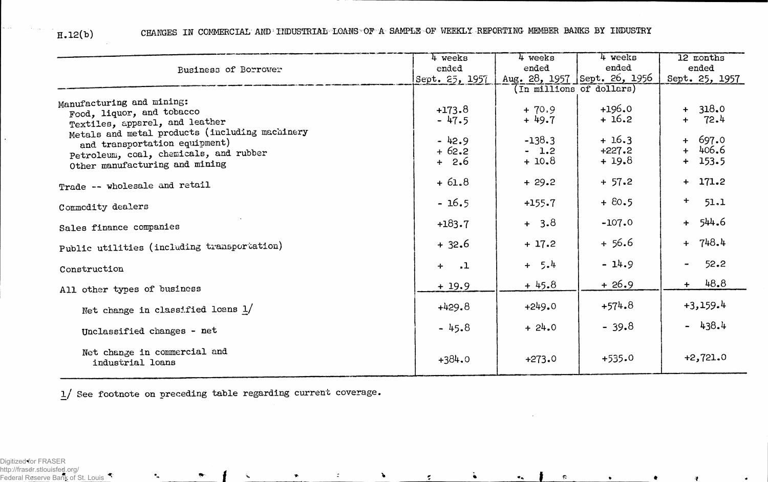H.12(b) CHANGES IN COMMERCIAL AND INDUSTRIAL LOANS OF A SAMPLE OF WEEKLY REPORTING MEMBER BANKS BY INDUSTRY

| Business of Borrower | 4 weeks ended Sept. 25, 1957 | 4 weeks ended Aug. 28, 1957 | 4 weeks ended Sept. 26, 1956 | 12 months ended Sept. 25, 1957 |
|---|---|---|---|---|
| | (In millions of dollars) | | | |
| Manufacturing and mining: | | | | |
| Food, liquor, and tobacco | +173.8 | + 70.9 | +196.0 | + 318.0 |
| Textiles, apparel, and leather | - 47.5 | + 49.7 | + 16.2 | + 72.4 |
| Metals and metal products (including machinery and transportation equipment) | - 42.9 | -138.3 | + 16.3 | + 697.0 |
| Petroleum, coal, chemicals, and rubber | + 62.2 | - 1.2 | +227.2 | + 406.6 |
| Other manufacturing and mining | + 2.6 | + 10.8 | + 19.8 | + 153.5 |
| Trade -- wholesale and retail | + 61.8 | + 29.2 | + 57.2 | + 171.2 |
| Commodity dealers | - 16.5 | +155.7 | + 80.5 | + 51.1 |
| Sales finance companies | +183.7 | + 3.8 | -107.0 | + 544.6 |
| Public utilities (including transportation) | + 32.6 | + 17.2 | + 56.6 | + 748.4 |
| Construction | + .1 | + 5.4 | - 14.9 | - 52.2 |
| All other types of business | + 19.9 | + 45.8 | + 26.9 | + 48.8 |
| Net change in classified loans 1/ | +429.8 | +249.0 | +574.8 | +3,159.4 |
| Unclassified changes - net | - 45.8 | + 24.0 | - 39.8 | - 438.4 |
| Net change in commercial and industrial loans | +384.0 | +273.0 | +535.0 | +2,721.0 |

1/ See footnote on preceding table regarding current coverage.